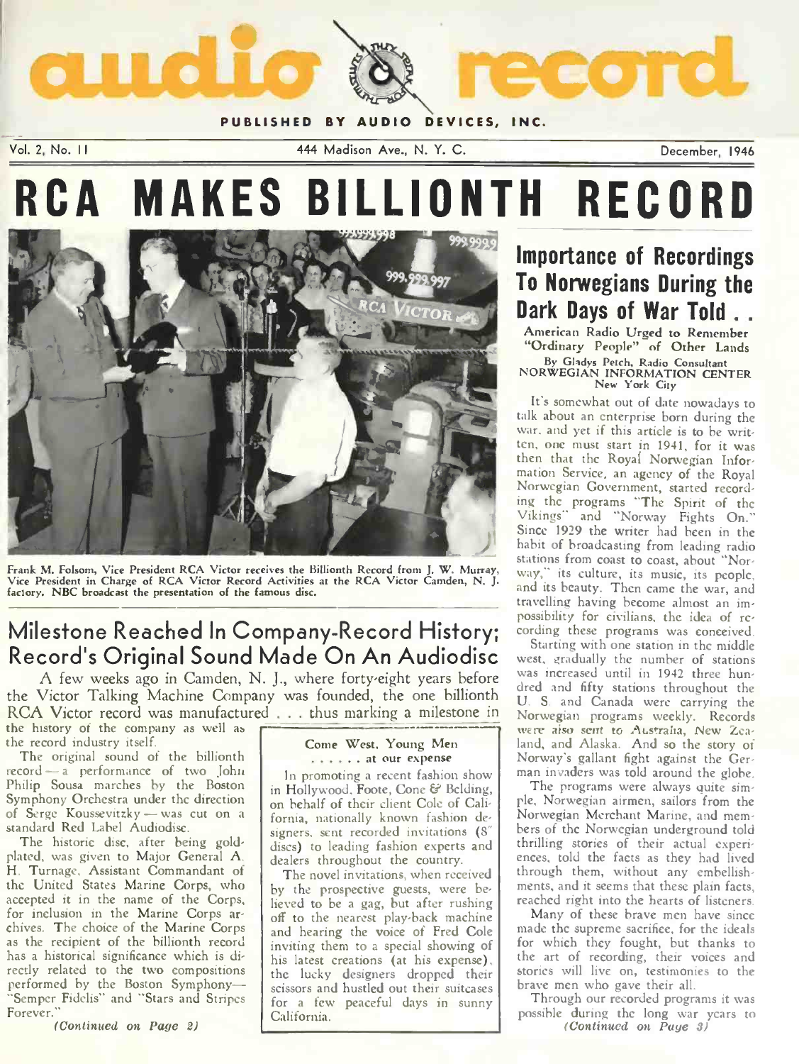# audio record

**PUBLISHED BY AUDIO DEVICES, INC.**

Vol. 2, No. 11 — 444 Madison Ave., N. Y. C. — December, 1946

# RCA MAKES BILLIONTH RECORD

Frank M. Folsom, Vice President RCA Victor receives the Billionth Record from J. W. Murray, Vice President in Charge of RCA Victor Record Activities at the RCA Victor Camden, N. J. factory. NBC broadcast the presentation of the famous disc.

## Milestone Reached In Company-Record History; Record's Original Sound Made On An Audiodisc

A few weeks ago in Camden, N. J., where forty-eight years before the Victor Talking Machine Company was founded, the one billionth RCA Victor record was manufactured . . . thus marking a milestone in the history of the company as well as the record industry itself.

The original sound of the billionth record — a performance of two John Philip Sousa marches by the Boston Symphony Orchestra under the direction of Serge Koussevitzky — was cut on a standard Red Label Audiodisc.

The historic disc, after being gold-plated, was given to Major General A. H. Turnage, Assistant Commandant of the United States Marine Corps, who accepted it in the name of the Corps, for inclusion in the Marine Corps archives. The choice of the Marine Corps as the recipient of the billionth record has a historical significance which is directly related to the two compositions performed by the Boston Symphony— "Semper Fidelis" and "Stars and Stripes Forever."

*(Continued on Page 2)*

### Come West, Young Men
#### . . . . . . at our expense

In promoting a recent fashion show in Hollywood, Foote, Cone & Belding, on behalf of their client Cole of California, nationally known fashion designers, sent recorded invitations (8" discs) to leading fashion experts and dealers throughout the country.

The novel invitations, when received by the prospective guests, were believed to be a gag, but after rushing off to the nearest play-back machine and hearing the voice of Fred Cole inviting them to a special showing of his latest creations (at his expense), the lucky designers dropped their scissors and hustled out their suitcases for a few peaceful days in sunny California.

## Importance of Recordings To Norwegians During the Dark Days of War Told . .

American Radio Urged to Remember "Ordinary People" of Other Lands

By Gladys Petch, Radio Consultant
NORWEGIAN INFORMATION CENTER
New York City

It's somewhat out of date nowadays to talk about an enterprise born during the war, and yet if this article is to be written, one must start in 1941, for it was then that the Royal Norwegian Information Service, an agency of the Royal Norwegian Government, started recording the programs "The Spirit of the Vikings" and "Norway Fights On." Since 1929 the writer had been in the habit of broadcasting from leading radio stations from coast to coast, about "Norway," its culture, its music, its people, and its beauty. Then came the war, and travelling having become almost an impossibility for civilians, the idea of recording these programs was conceived.

Starting with one station in the middle west, gradually the number of stations was increased until in 1942 three hundred and fifty stations throughout the U. S. and Canada were carrying the Norwegian programs weekly. Records were also sent to Australia, New Zealand, and Alaska. And so the story of Norway's gallant fight against the German invaders was told around the globe.

The programs were always quite simple, Norwegian airmen, sailors from the Norwegian Merchant Marine, and members of the Norwegian underground told thrilling stories of their actual experiences, told the facts as they had lived through them, without any embellishments, and it seems that these plain facts, reached right into the hearts of listeners.

Many of these brave men have since made the supreme sacrifice, for the ideals for which they fought, but thanks to the art of recording, their voices and stories will live on, testimonies to the brave men who gave their all.

Through our recorded programs it was possible during the long war years to

*(Continued on Page 3)*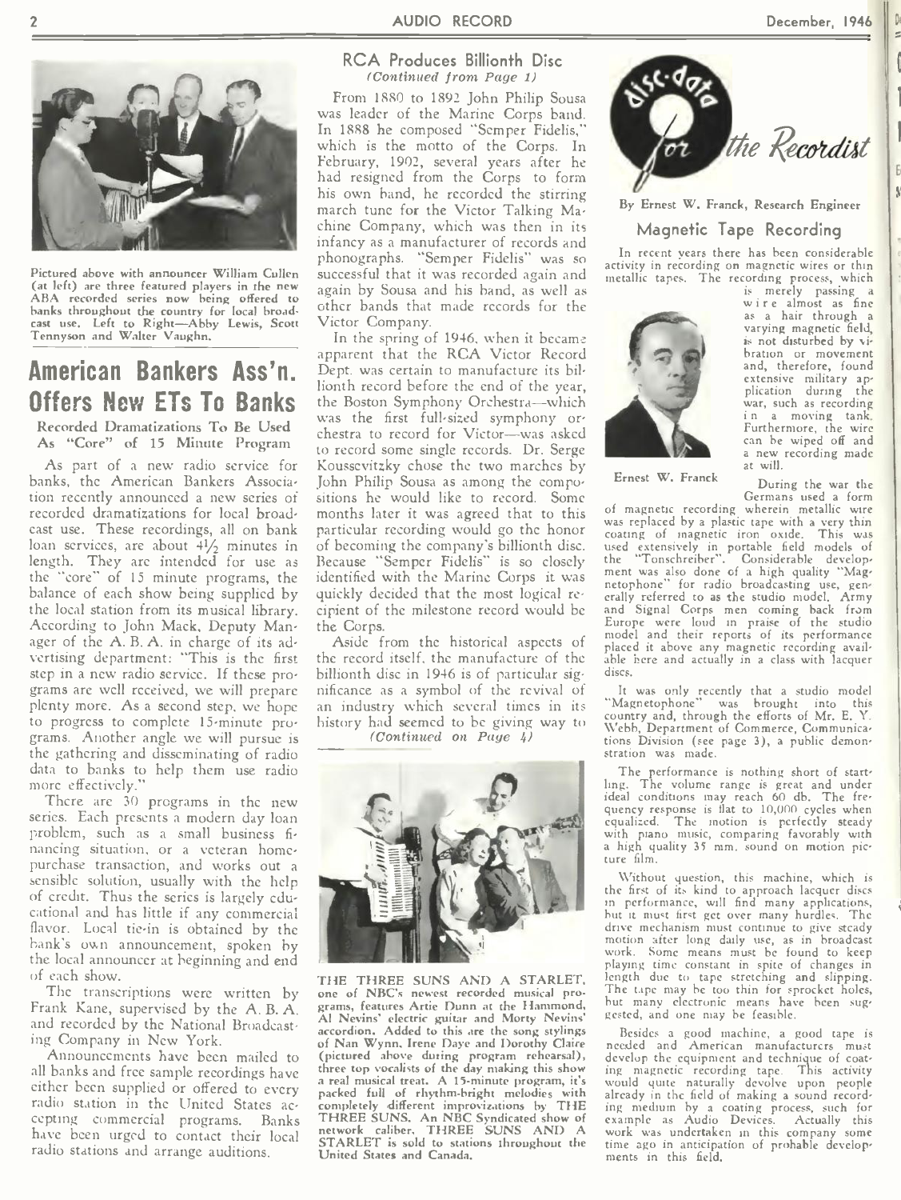Pictured above with announcer William Cullen (at left) are three featured players in the new ABA recorded series now being offered to banks throughout the country for local broadcast use. Left to Right—Abby Lewis, Scott Tennyson and Walter Vaughn.

# American Bankers Ass'n. Offers New ETs To Banks

### Recorded Dramatizations To Be Used As "Core" of 15 Minute Program

As part of a new radio service for banks, the American Bankers Association recently announced a new series of recorded dramatizations for local broadcast use. These recordings, all on bank loan services, are about 4½ minutes in length. They are intended for use as the "core" of 15 minute programs, the balance of each show being supplied by the local station from its musical library. According to John Mack, Deputy Manager of the A. B. A. in charge of its advertising department: "This is the first step in a new radio service. If these programs are well received, we will prepare plenty more. As a second step, we hope to progress to complete 15-minute programs. Another angle we will pursue is the gathering and disseminating of radio data to banks to help them use radio more effectively."

There are 30 programs in the new series. Each presents a modern day loan problem, such as a small business financing situation, or a veteran home-purchase transaction, and works out a sensible solution, usually with the help of credit. Thus the series is largely educational and has little if any commercial flavor. Local tie-in is obtained by the bank's own announcement, spoken by the local announcer at beginning and end of each show.

The transcriptions were written by Frank Kane, supervised by the A. B. A. and recorded by the National Broadcasting Company in New York.

Announcements have been mailed to all banks and free sample recordings have either been supplied or offered to every radio station in the United States accepting commercial programs. Banks have been urged to contact their local radio stations and arrange auditions.

## RCA Produces Billionth Disc

*(Continued from Page 1)*

From 1880 to 1892 John Philip Sousa was leader of the Marine Corps band. In 1888 he composed "Semper Fidelis," which is the motto of the Corps. In February, 1902, several years after he had resigned from the Corps to form his own band, he recorded the stirring march tune for the Victor Talking Machine Company, which was then in its infancy as a manufacturer of records and phonographs. "Semper Fidelis" was so successful that it was recorded again and again by Sousa and his band, as well as other bands that made records for the Victor Company.

In the spring of 1946, when it became apparent that the RCA Victor Record Dept. was certain to manufacture its billionth record before the end of the year, the Boston Symphony Orchestra—which was the first full-sized symphony orchestra to record for Victor—was asked to record some single records. Dr. Serge Koussevitzky chose the two marches by John Philip Sousa as among the compositions he would like to record. Some months later it was agreed that to this particular recording would go the honor of becoming the company's billionth disc. Because "Semper Fidelis" is so closely identified with the Marine Corps it was quickly decided that the most logical recipient of the milestone record would be the Corps.

Aside from the historical aspects of the record itself, the manufacture of the billionth disc in 1946 is of particular significance as a symbol of the revival of an industry which several times in its history had seemed to be giving way to

*(Continued on Page 4)*

THE THREE SUNS AND A STARLET, one of NBC's newest recorded musical programs, features Artie Dunn at the Hammond, Al Nevins' electric guitar and Morty Nevins' accordion. Added to this are the song stylings of Nan Wynn, Irene Daye and Dorothy Claire (pictured above during program rehearsal), three top vocalists of the day making this show a real musical treat. A 15-minute program, it's packed full of rhythm-bright melodies with completely different improvizations by THE THREE SUNS. An NBC Syndicated show of network caliber, THREE SUNS AND A STARLET is sold to stations throughout the United States and Canada.

## disc-data for the Recordist

By Ernest W. Franck, Research Engineer

### Magnetic Tape Recording

In recent years there has been considerable activity in recording on magnetic wires or thin metallic tapes. The recording process, which is merely passing a wire almost as fine as a hair through a varying magnetic field, is not disturbed by vibration or movement and, therefore, found extensive military application during the war, such as recording in a moving tank. Furthermore, the wire can be wiped off and a new recording made at will.

Ernest W. Franck

During the war the Germans used a form of magnetic recording wherein metallic wire was replaced by a plastic tape with a very thin coating of magnetic iron oxide. This was used extensively in portable field models of the "Tonschreiber". Considerable development was also done of a high quality "Magnetophone" for radio broadcasting use, generally referred to as the studio model. Army and Signal Corps men coming back from Europe were loud in praise of the studio model and their reports of its performance placed it above any magnetic recording available here and actually in a class with lacquer discs.

It was only recently that a studio model "Magnetophone" was brought into this country and, through the efforts of Mr. E. Y. Webb, Department of Commerce, Communications Division (see page 3), a public demonstration was made.

The performance is nothing short of startling. The volume range is great and under ideal conditions may reach 60 db. The frequency response is flat to 10,000 cycles when equalized. The motion is perfectly steady with piano music, comparing favorably with a high quality 35 mm. sound on motion picture film.

Without question, this machine, which is the first of its kind to approach lacquer discs in performance, will find many applications, but it must first get over many hurdles. The drive mechanism must continue to give steady motion after long daily use, as in broadcast work. Some means must be found to keep playing time constant in spite of changes in length due to tape stretching and slipping. The tape may be too thin for sprocket holes, but many electronic means have been suggested, and one may be feasible.

Besides a good machine, a good tape is needed and American manufacturers must develop the equipment and technique of coating magnetic recording tape. This activity would quite naturally devolve upon people already in the field of making a sound recording medium by a coating process, such for example as Audio Devices. Actually this work was undertaken in this company some time ago in anticipation of probable developments in this field.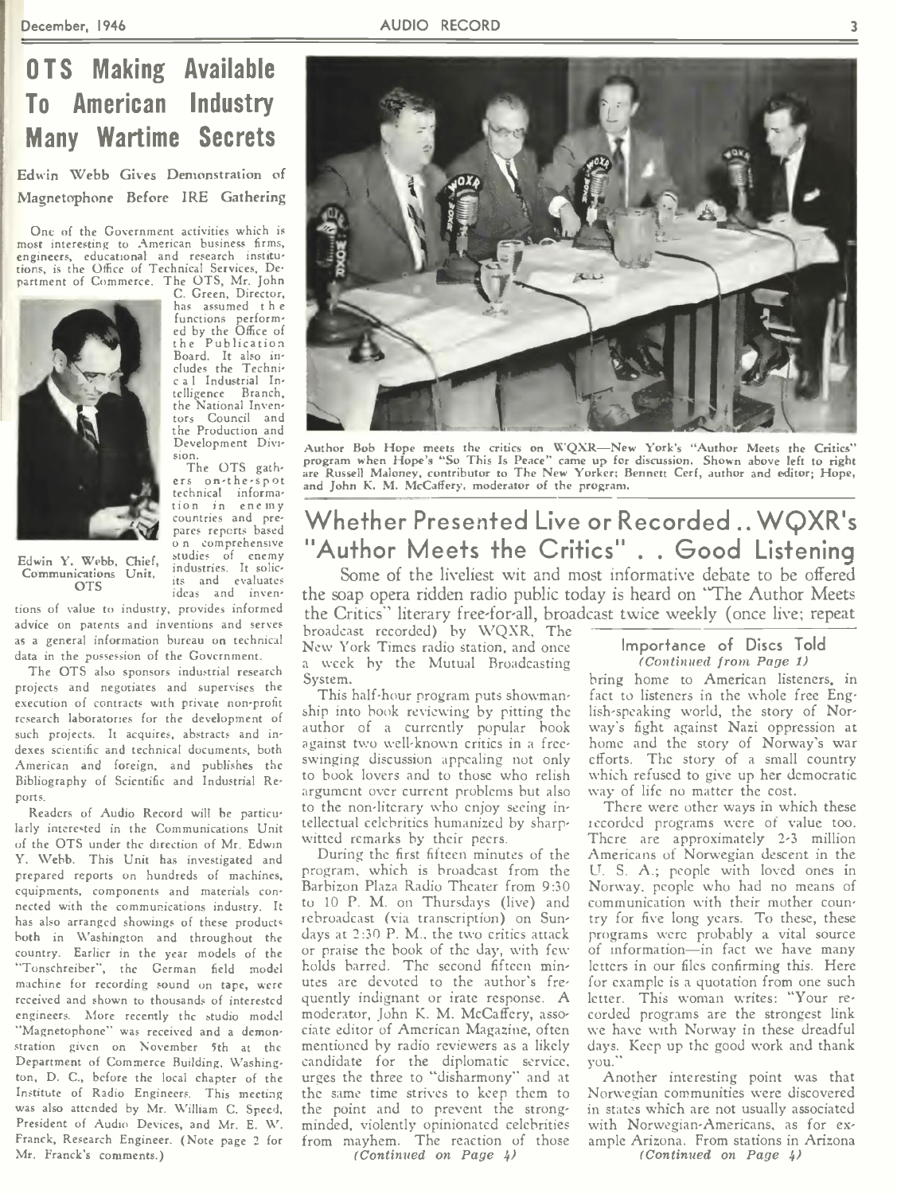# OTS Making Available To American Industry Many Wartime Secrets

## Edwin Webb Gives Demonstration of Magnetophone Before IRE Gathering

One of the Government activities which is most interesting to American business firms, engineers, educational and research institutions, is the Office of Technical Services, Department of Commerce. The OTS, Mr. John C. Green, Director, has assumed the functions performed by the Office of the Publication Board. It also includes the Technical Industrial Intelligence Branch, the National Inventors Council and the Production and Development Division.

The OTS gathers on-the-spot technical information in enemy countries and prepares reports based on comprehensive studies of enemy industries. It solicits and evaluates ideas and inventions of value to industry, provides informed advice on patents and inventions and serves as a general information bureau on technical data in the possession of the Government.

Edwin Y. Webb, Chief, Communications Unit, OTS

The OTS also sponsors industrial research projects and negotiates and supervises the execution of contracts with private non-profit research laboratories for the development of such projects. It acquires, abstracts and indexes scientific and technical documents, both American and foreign, and publishes the Bibliography of Scientific and Industrial Reports.

Readers of Audio Record will be particularly interested in the Communications Unit of the OTS under the direction of Mr. Edwin Y. Webb. This Unit has investigated and prepared reports on hundreds of machines, equipments, components and materials connected with the communications industry. It has also arranged showings of these products both in Washington and throughout the country. Earlier in the year models of the "Tonschreiber", the German field model machine for recording sound on tape, were received and shown to thousands of interested engineers. More recently the studio model "Magnetophone" was received and a demonstration given on November 5th at the Department of Commerce Building, Washington, D. C., before the local chapter of the Institute of Radio Engineers. This meeting was also attended by Mr. William C. Speed, President of Audio Devices, and Mr. E. W. Franck, Research Engineer. (Note page 2 for Mr. Franck's comments.)

Author Bob Hope meets the critics on WQXR—New York's "Author Meets the Critics" program when Hope's "So This Is Peace" came up for discussion. Shown above left to right are Russell Maloney, contributor to The New Yorker; Bennett Cerf, author and editor; Hope, and John K. M. McCaffery, moderator of the program.

# Whether Presented Live or Recorded .. WQXR's "Author Meets the Critics" . . Good Listening

Some of the liveliest wit and most informative debate to be offered the soap opera ridden radio public today is heard on "The Author Meets the Critics" literary free-for-all, broadcast twice weekly (once live; repeat broadcast recorded) by WQXR, The New York Times radio station, and once a week by the Mutual Broadcasting System.

This half-hour program puts showmanship into book reviewing by pitting the author of a currently popular book against two well-known critics in a free-swinging discussion appealing not only to book lovers and to those who relish argument over current problems but also to the non-literary who enjoy seeing intellectual celebrities humanized by sharp-witted remarks by their peers.

During the first fifteen minutes of the program, which is broadcast from the Barbizon Plaza Radio Theater from 9:30 to 10 P. M. on Thursdays (live) and rebroadcast (via transcription) on Sundays at 2:30 P. M., the two critics attack or praise the book of the day, with few holds barred. The second fifteen minutes are devoted to the author's frequently indignant or irate response. A moderator, John K. M. McCaffery, associate editor of American Magazine, often mentioned by radio reviewers as a likely candidate for the diplomatic service, urges the three to "disharmony" and at the same time strives to keep them to the point and to prevent the strong-minded, violently opinionated celebrities from mayhem. The reaction of those

*(Continued on Page 4)*

### Importance of Discs Told

*(Continued from Page 1)*

bring home to American listeners, in fact to listeners in the whole free English-speaking world, the story of Norway's fight against Nazi oppression at home and the story of Norway's war efforts. The story of a small country which refused to give up her democratic way of life no matter the cost.

There were other ways in which these recorded programs were of value too. There are approximately 2-3 million Americans of Norwegian descent in the U. S. A.; people with loved ones in Norway, people who had no means of communication with their mother country for five long years. To these, these programs were probably a vital source of information—in fact we have many letters in our files confirming this. Here for example is a quotation from one such letter. This woman writes: "Your recorded programs are the strongest link we have with Norway in these dreadful days. Keep up the good work and thank you."

Another interesting point was that Norwegian communities were discovered in states which are not usually associated with Norwegian-Americans, as for example Arizona. From stations in Arizona

*(Continued on Page 4)*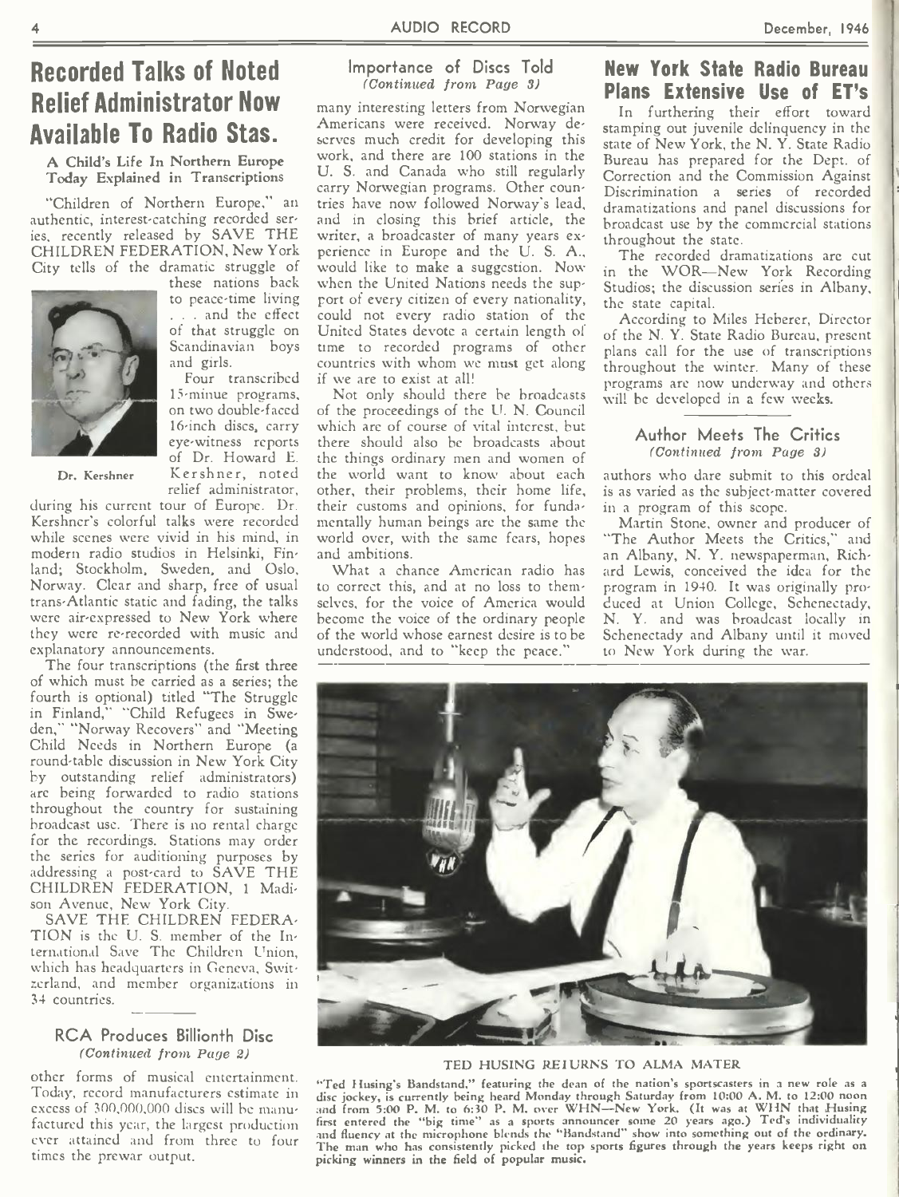# Recorded Talks of Noted Relief Administrator Now Available To Radio Stas.

### A Child's Life In Northern Europe Today Explained in Transcriptions

"Children of Northern Europe," an authentic, interest-catching recorded series, recently released by SAVE THE CHILDREN FEDERATION, New York City tells of the dramatic struggle of these nations back to peace-time living . . . and the effect of that struggle on Scandinavian boys and girls.

Dr. Kershner

Four transcribed 15-minue programs, on two double-faced 16-inch discs, carry eye-witness reports of Dr. Howard E. Kershner, noted relief administrator, during his current tour of Europe. Dr. Kershner's colorful talks were recorded while scenes were vivid in his mind, in modern radio studios in Helsinki, Finland; Stockholm, Sweden, and Oslo, Norway. Clear and sharp, free of usual trans-Atlantic static and fading, the talks were air-expressed to New York where they were re-recorded with music and explanatory announcements.

The four transcriptions (the first three of which must be carried as a series; the fourth is optional) titled "The Struggle in Finland," "Child Refugees in Sweden," "Norway Recovers" and "Meeting Child Needs in Northern Europe (a round-table discussion in New York City by outstanding relief administrators) are being forwarded to radio stations throughout the country for sustaining broadcast use. There is no rental charge for the recordings. Stations may order the series for auditioning purposes by addressing a post-card to SAVE THE CHILDREN FEDERATION, 1 Madison Avenue, New York City.

SAVE THE CHILDREN FEDERATION is the U. S. member of the International Save The Children Union, which has headquarters in Geneva, Switzerland, and member organizations in 34 countries.

### RCA Produces Billionth Disc
*(Continued from Page 2)*

other forms of musical entertainment. Today, record manufacturers estimate in excess of 300,000,000 discs will be manufactured this year, the largest production ever attained and from three to four times the prewar output.

### Importance of Discs Told
*(Continued from Page 3)*

many interesting letters from Norwegian Americans were received. Norway deserves much credit for developing this work, and there are 100 stations in the U. S. and Canada who still regularly carry Norwegian programs. Other countries have now followed Norway's lead, and in closing this brief article, the writer, a broadcaster of many years experience in Europe and the U. S. A., would like to make a suggestion. Now when the United Nations needs the support of every citizen of every nationality, could not every radio station of the United States devote a certain length of time to recorded programs of other countries with whom we must get along if we are to exist at all!

Not only should there be broadcasts of the proceedings of the U. N. Council which are of course of vital interest, but there should also be broadcasts about the things ordinary men and women of the world want to know about each other, their problems, their home life, their customs and opinions, for fundamentally human beings are the same the world over, with the same fears, hopes and ambitions.

What a chance American radio has to correct this, and at no loss to themselves, for the voice of America would become the voice of the ordinary people of the world whose earnest desire is to be understood, and to "keep the peace."

# New York State Radio Bureau Plans Extensive Use of ET's

In furthering their effort toward stamping out juvenile delinquency in the state of New York, the N. Y. State Radio Bureau has prepared for the Dept. of Correction and the Commission Against Discrimination a series of recorded dramatizations and panel discussions for broadcast use by the commercial stations throughout the state.

The recorded dramatizations are cut in the WOR—New York Recording Studios; the discussion series in Albany, the state capital.

According to Miles Heberer, Director of the N. Y. State Radio Bureau, present plans call for the use of transcriptions throughout the winter. Many of these programs are now underway and others will be developed in a few weeks.

### Author Meets The Critics
*(Continued from Page 3)*

authors who dare submit to this ordeal is as varied as the subject-matter covered in a program of this scope.

Martin Stone, owner and producer of "The Author Meets the Critics," and an Albany, N. Y. newspaperman, Richard Lewis, conceived the idea for the program in 1940. It was originally produced at Union College, Schenectady, N. Y. and was broadcast locally in Schenectady and Albany until it moved to New York during the war.

TED HUSING RETURNS TO ALMA MATER

"Ted Husing's Bandstand," featuring the dean of the nation's sportscasters in a new role as a disc jockey, is currently being heard Monday through Saturday from 10:00 A. M. to 12:00 noon and from 5:00 P. M. to 6:30 P. M. over WHN—New York. (It was at WHN that Husing first entered the "big time" as a sports announcer some 20 years ago.) Ted's individuality and fluency at the microphone blends the "Bandstand" show into something out of the ordinary. The man who has consistently picked the top sports figures through the years keeps right on picking winners in the field of popular music.